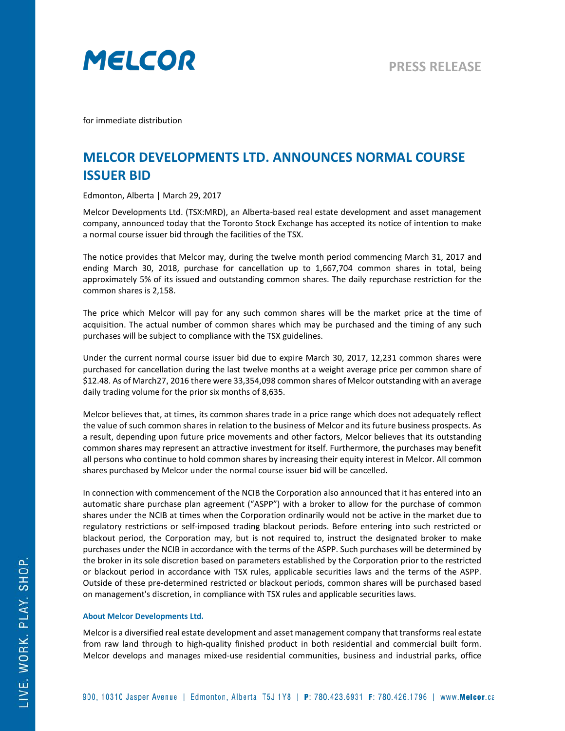MELCOR

PRESS RELEASE

for immediate distribution

# MELCOR DEVELOPMENTS LTD. ANNOUNCES NORMAL COURSE ISSUER BID

Edmonton, Alberta | March 29, 2017

Melcor Developments Ltd. (TSX:MRD), an Alberta-based real estate development and asset management company, announced today that the Toronto Stock Exchange has accepted its notice of intention to make a normal course issuer bid through the facilities of the TSX.

The notice provides that Melcor may, during the twelve month period commencing March 31, 2017 and ending March 30, 2018, purchase for cancellation up to 1,667,704 common shares in total, being approximately 5% of its issued and outstanding common shares. The daily repurchase restriction for the common shares is 2,158.

The price which Melcor will pay for any such common shares will be the market price at the time of acquisition. The actual number of common shares which may be purchased and the timing of any such purchases will be subject to compliance with the TSX guidelines.

Under the current normal course issuer bid due to expire March 30, 2017, 12,231 common shares were purchased for cancellation during the last twelve months at a weight average price per common share of $12.48. As of March27, 2016 there were 33,354,098 common shares of Melcor outstanding with an average daily trading volume for the prior six months of 8,635.

Melcor believes that, at times, its common shares trade in a price range which does not adequately reflect the value of such common shares in relation to the business of Melcor and its future business prospects. As a result, depending upon future price movements and other factors, Melcor believes that its outstanding common shares may represent an attractive investment for itself. Furthermore, the purchases may benefit all persons who continue to hold common shares by increasing their equity interest in Melcor. All common shares purchased by Melcor under the normal course issuer bid will be cancelled.

In connection with commencement of the NCIB the Corporation also announced that it has entered into an automatic share purchase plan agreement ("ASPP") with a broker to allow for the purchase of common shares under the NCIB at times when the Corporation ordinarily would not be active in the market due to regulatory restrictions or self-imposed trading blackout periods. Before entering into such restricted or blackout period, the Corporation may, but is not required to, instruct the designated broker to make purchases under the NCIB in accordance with the terms of the ASPP. Such purchases will be determined by the broker in its sole discretion based on parameters established by the Corporation prior to the restricted or blackout period in accordance with TSX rules, applicable securities laws and the terms of the ASPP. Outside of these pre-determined restricted or blackout periods, common shares will be purchased based on management's discretion, in compliance with TSX rules and applicable securities laws.

### About Melcor Developments Ltd.

Melcor is a diversified real estate development and asset management company that transforms real estate from raw land through to high-quality finished product in both residential and commercial built form. Melcor develops and manages mixed-use residential communities, business and industrial parks, office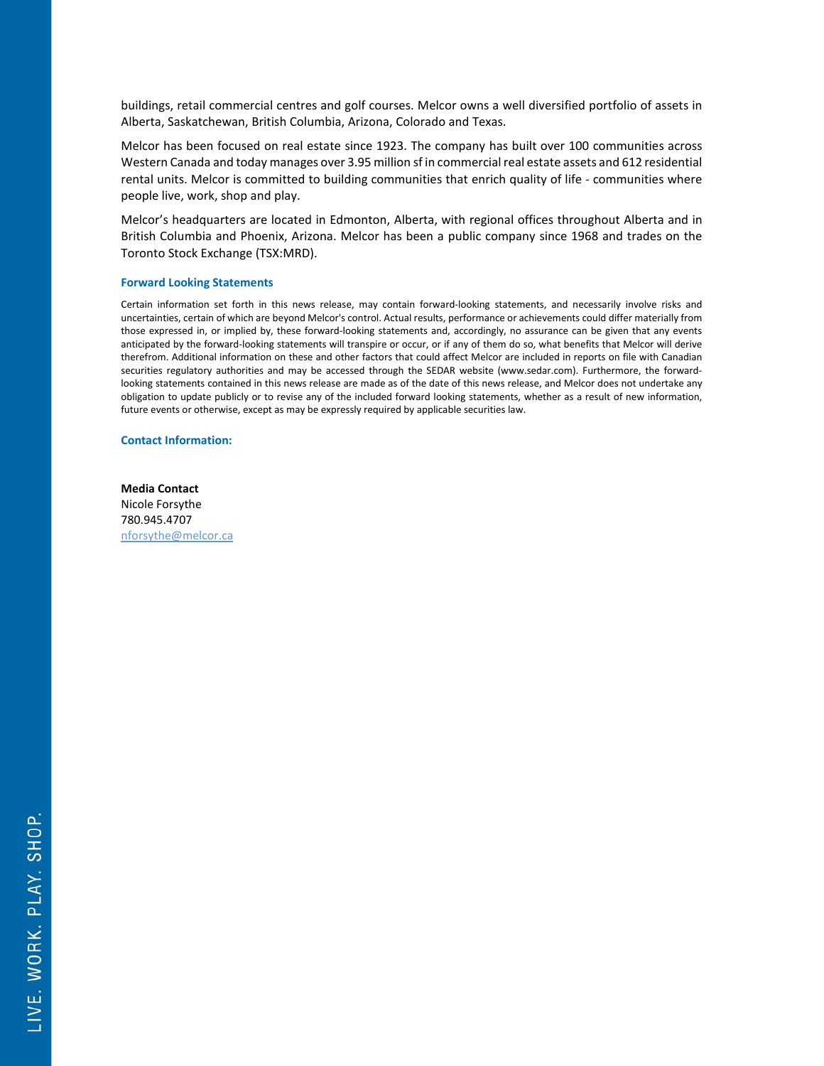buildings, retail commercial centres and golf courses. Melcor owns a well diversified portfolio of assets in Alberta, Saskatchewan, British Columbia, Arizona, Colorado and Texas.

Melcor has been focused on real estate since 1923. The company has built over 100 communities across Western Canada and today manages over 3.95 million sf in commercial real estate assets and 612 residential rental units. Melcor is committed to building communities that enrich quality of life - communities where people live, work, shop and play.

Melcor's headquarters are located in Edmonton, Alberta, with regional offices throughout Alberta and in British Columbia and Phoenix, Arizona. Melcor has been a public company since 1968 and trades on the Toronto Stock Exchange (TSX:MRD).

### Forward Looking Statements

Certain information set forth in this news release, may contain forward-looking statements, and necessarily involve risks and uncertainties, certain of which are beyond Melcor's control. Actual results, performance or achievements could differ materially from those expressed in, or implied by, these forward-looking statements and, accordingly, no assurance can be given that any events anticipated by the forward-looking statements will transpire or occur, or if any of them do so, what benefits that Melcor will derive therefrom. Additional information on these and other factors that could affect Melcor are included in reports on file with Canadian securities regulatory authorities and may be accessed through the SEDAR website (www.sedar.com). Furthermore, the forward-looking statements contained in this news release are made as of the date of this news release, and Melcor does not undertake any obligation to update publicly or to revise any of the included forward looking statements, whether as a result of new information, future events or otherwise, except as may be expressly required by applicable securities law.

### Contact Information:

**Media Contact**
Nicole Forsythe
780.945.4707
nforsythe@melcor.ca

LIVE. WORK. PLAY. SHOP.